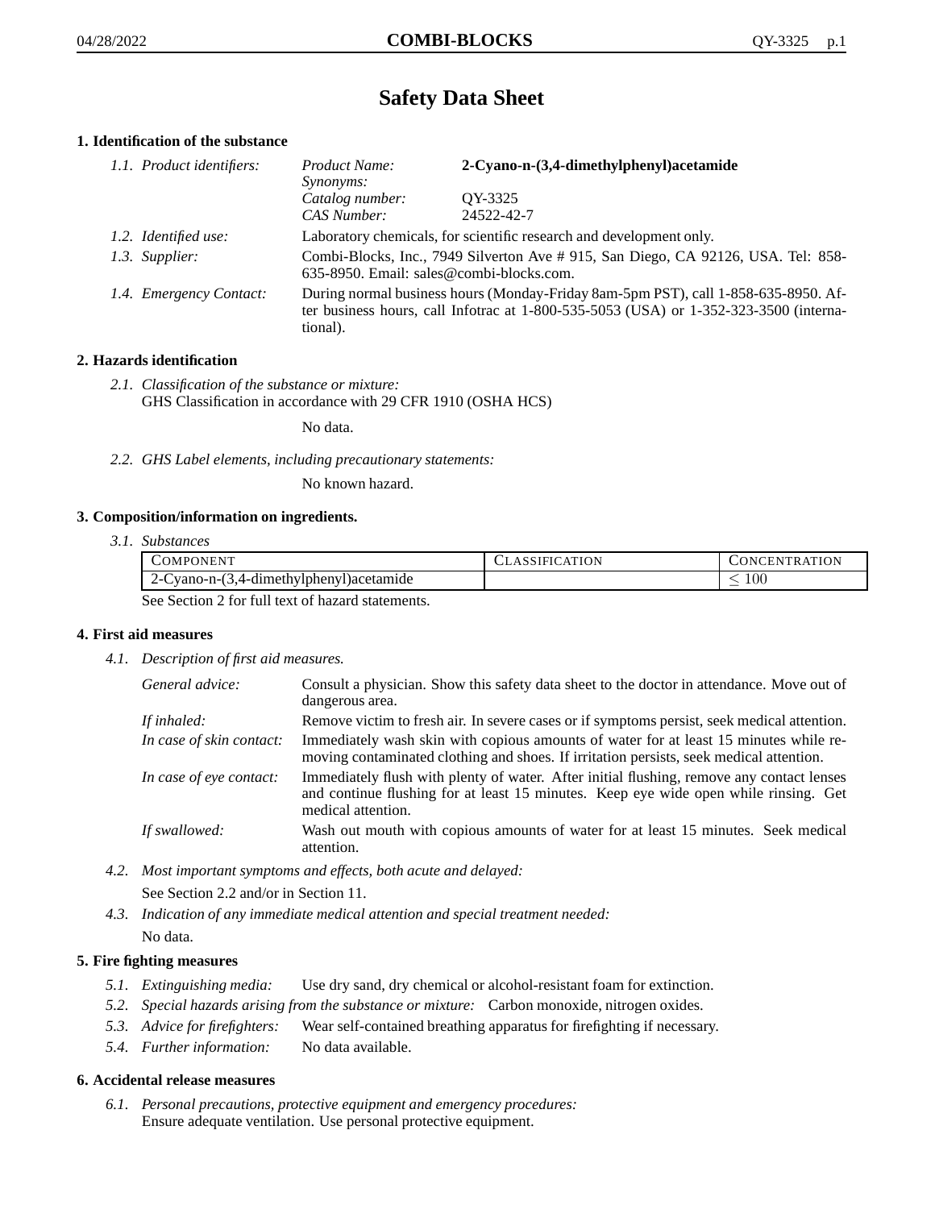# Safety Data Sheet

## 1. Identification of the substance

1.1. *Product identifiers:*

| | |
|---|---|
| *Product Name:* | **2-Cyano-n-(3,4-dimethylphenyl)acetamide** |
| *Synonyms:* | |
| *Catalog number:* | QY-3325 |
| *CAS Number:* | 24522-42-7 |

1.2. *Identified use:* Laboratory chemicals, for scientific research and development only.

1.3. *Supplier:* Combi-Blocks, Inc., 7949 Silverton Ave # 915, San Diego, CA 92126, USA. Tel: 858-635-8950. Email: sales@combi-blocks.com.

1.4. *Emergency Contact:* During normal business hours (Monday-Friday 8am-5pm PST), call 1-858-635-8950. After business hours, call Infotrac at 1-800-535-5053 (USA) or 1-352-323-3500 (international).

## 2. Hazards identification

2.1. *Classification of the substance or mixture:*
GHS Classification in accordance with 29 CFR 1910 (OSHA HCS)

No data.

2.2. *GHS Label elements, including precautionary statements:*

No known hazard.

## 3. Composition/information on ingredients.

3.1. *Substances*

| Component | Classification | Concentration |
|---|---|---|
| 2-Cyano-n-(3,4-dimethylphenyl)acetamide | | $\leq 100$ |

See Section 2 for full text of hazard statements.

## 4. First aid measures

4.1. *Description of first aid measures.*

*General advice:* Consult a physician. Show this safety data sheet to the doctor in attendance. Move out of dangerous area.

*If inhaled:* Remove victim to fresh air. In severe cases or if symptoms persist, seek medical attention.

*In case of skin contact:* Immediately wash skin with copious amounts of water for at least 15 minutes while removing contaminated clothing and shoes. If irritation persists, seek medical attention.

*In case of eye contact:* Immediately flush with plenty of water. After initial flushing, remove any contact lenses and continue flushing for at least 15 minutes. Keep eye wide open while rinsing. Get medical attention.

*If swallowed:* Wash out mouth with copious amounts of water for at least 15 minutes. Seek medical attention.

4.2. *Most important symptoms and effects, both acute and delayed:*
See Section 2.2 and/or in Section 11.

4.3. *Indication of any immediate medical attention and special treatment needed:*
No data.

## 5. Fire fighting measures

5.1. *Extinguishing media:* Use dry sand, dry chemical or alcohol-resistant foam for extinction.

5.2. *Special hazards arising from the substance or mixture:* Carbon monoxide, nitrogen oxides.

5.3. *Advice for firefighters:* Wear self-contained breathing apparatus for firefighting if necessary.

5.4. *Further information:* No data available.

## 6. Accidental release measures

6.1. *Personal precautions, protective equipment and emergency procedures:*
Ensure adequate ventilation. Use personal protective equipment.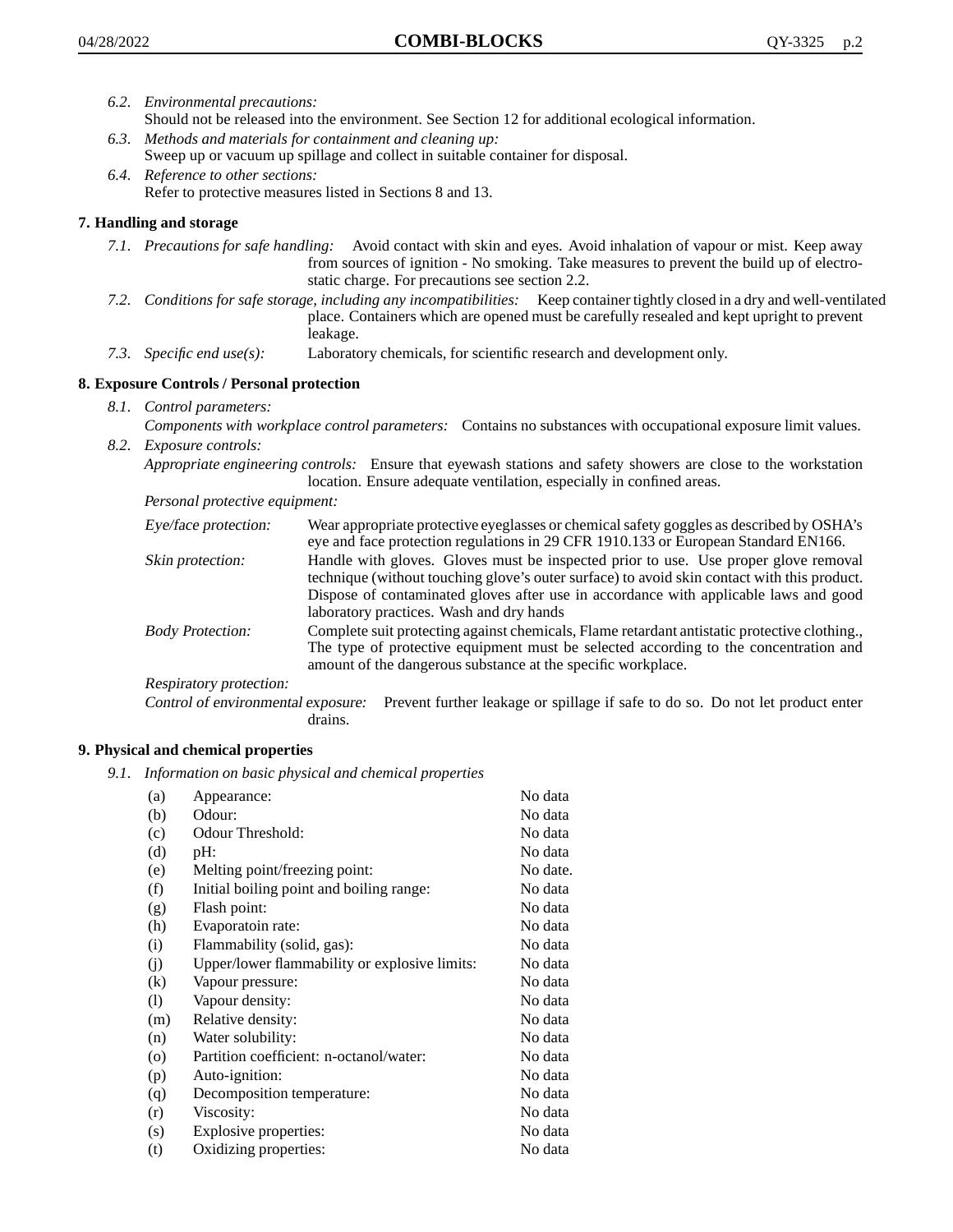*6.2. Environmental precautions:*
Should not be released into the environment. See Section 12 for additional ecological information.

*6.3. Methods and materials for containment and cleaning up:*
Sweep up or vacuum up spillage and collect in suitable container for disposal.

*6.4. Reference to other sections:*
Refer to protective measures listed in Sections 8 and 13.

## 7. Handling and storage

*7.1. Precautions for safe handling:* Avoid contact with skin and eyes. Avoid inhalation of vapour or mist. Keep away from sources of ignition - No smoking. Take measures to prevent the build up of electrostatic charge. For precautions see section 2.2.

*7.2. Conditions for safe storage, including any incompatibilities:* Keep container tightly closed in a dry and well-ventilated place. Containers which are opened must be carefully resealed and kept upright to prevent leakage.

*7.3. Specific end use(s):* Laboratory chemicals, for scientific research and development only.

## 8. Exposure Controls / Personal protection

*8.1. Control parameters:*
*Components with workplace control parameters:* Contains no substances with occupational exposure limit values.

*8.2. Exposure controls:*
*Appropriate engineering controls:* Ensure that eyewash stations and safety showers are close to the workstation location. Ensure adequate ventilation, especially in confined areas.

*Personal protective equipment:*

*Eye/face protection:* Wear appropriate protective eyeglasses or chemical safety goggles as described by OSHA's eye and face protection regulations in 29 CFR 1910.133 or European Standard EN166.

*Skin protection:* Handle with gloves. Gloves must be inspected prior to use. Use proper glove removal technique (without touching glove's outer surface) to avoid skin contact with this product. Dispose of contaminated gloves after use in accordance with applicable laws and good laboratory practices. Wash and dry hands

*Body Protection:* Complete suit protecting against chemicals, Flame retardant antistatic protective clothing., The type of protective equipment must be selected according to the concentration and amount of the dangerous substance at the specific workplace.

*Respiratory protection:*

*Control of environmental exposure:* Prevent further leakage or spillage if safe to do so. Do not let product enter drains.

## 9. Physical and chemical properties

*9.1. Information on basic physical and chemical properties*

| | | |
|---|---|---|
| (a) | Appearance: | No data |
| (b) | Odour: | No data |
| (c) | Odour Threshold: | No data |
| (d) | pH: | No data |
| (e) | Melting point/freezing point: | No date. |
| (f) | Initial boiling point and boiling range: | No data |
| (g) | Flash point: | No data |
| (h) | Evaporatoin rate: | No data |
| (i) | Flammability (solid, gas): | No data |
| (j) | Upper/lower flammability or explosive limits: | No data |
| (k) | Vapour pressure: | No data |
| (l) | Vapour density: | No data |
| (m) | Relative density: | No data |
| (n) | Water solubility: | No data |
| (o) | Partition coefficient: n-octanol/water: | No data |
| (p) | Auto-ignition: | No data |
| (q) | Decomposition temperature: | No data |
| (r) | Viscosity: | No data |
| (s) | Explosive properties: | No data |
| (t) | Oxidizing properties: | No data |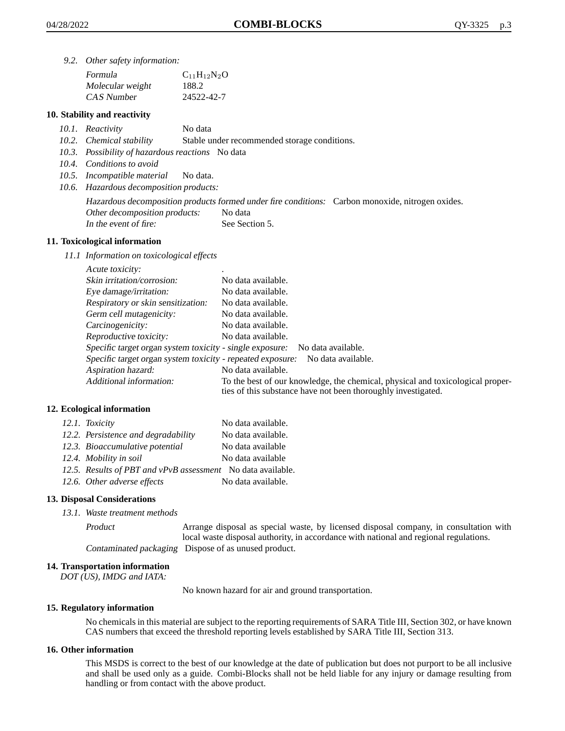*9.2. Other safety information:*

| | |
|---|---|
| *Formula* | $C_{11}H_{12}N_2O$ |
| *Molecular weight* | 188.2 |
| *CAS Number* | 24522-42-7 |

## 10. Stability and reactivity

*10.1. Reactivity* No data

*10.2. Chemical stability* Stable under recommended storage conditions.

*10.3. Possibility of hazardous reactions* No data

*10.4. Conditions to avoid*

*10.5. Incompatible material* No data.

*10.6. Hazardous decomposition products:*

*Hazardous decomposition products formed under fire conditions:* Carbon monoxide, nitrogen oxides.

*Other decomposition products:* No data

*In the event of fire:* See Section 5.

## 11. Toxicological information

*11.1 Information on toxicological effects*

*Acute toxicity:* .

*Skin irritation/corrosion:* No data available.

*Eye damage/irritation:* No data available.

*Respiratory or skin sensitization:* No data available.

*Germ cell mutagenicity:* No data available.

*Carcinogenicity:* No data available.

*Reproductive toxicity:* No data available.

*Specific target organ system toxicity - single exposure:* No data available.

*Specific target organ system toxicity - repeated exposure:* No data available.

*Aspiration hazard:* No data available.

*Additional information:* To the best of our knowledge, the chemical, physical and toxicological properties of this substance have not been thoroughly investigated.

## 12. Ecological information

*12.1. Toxicity* No data available.

*12.2. Persistence and degradability* No data available.

*12.3. Bioaccumulative potential* No data available

*12.4. Mobility in soil* No data available

*12.5. Results of PBT and vPvB assessment* No data available.

*12.6. Other adverse effects* No data available.

## 13. Disposal Considerations

*13.1. Waste treatment methods*

*Product* Arrange disposal as special waste, by licensed disposal company, in consultation with local waste disposal authority, in accordance with national and regional regulations.

*Contaminated packaging* Dispose of as unused product.

## 14. Transportation information

*DOT (US), IMDG and IATA:*

No known hazard for air and ground transportation.

## 15. Regulatory information

No chemicals in this material are subject to the reporting requirements of SARA Title III, Section 302, or have known CAS numbers that exceed the threshold reporting levels established by SARA Title III, Section 313.

## 16. Other information

This MSDS is correct to the best of our knowledge at the date of publication but does not purport to be all inclusive and shall be used only as a guide. Combi-Blocks shall not be held liable for any injury or damage resulting from handling or from contact with the above product.